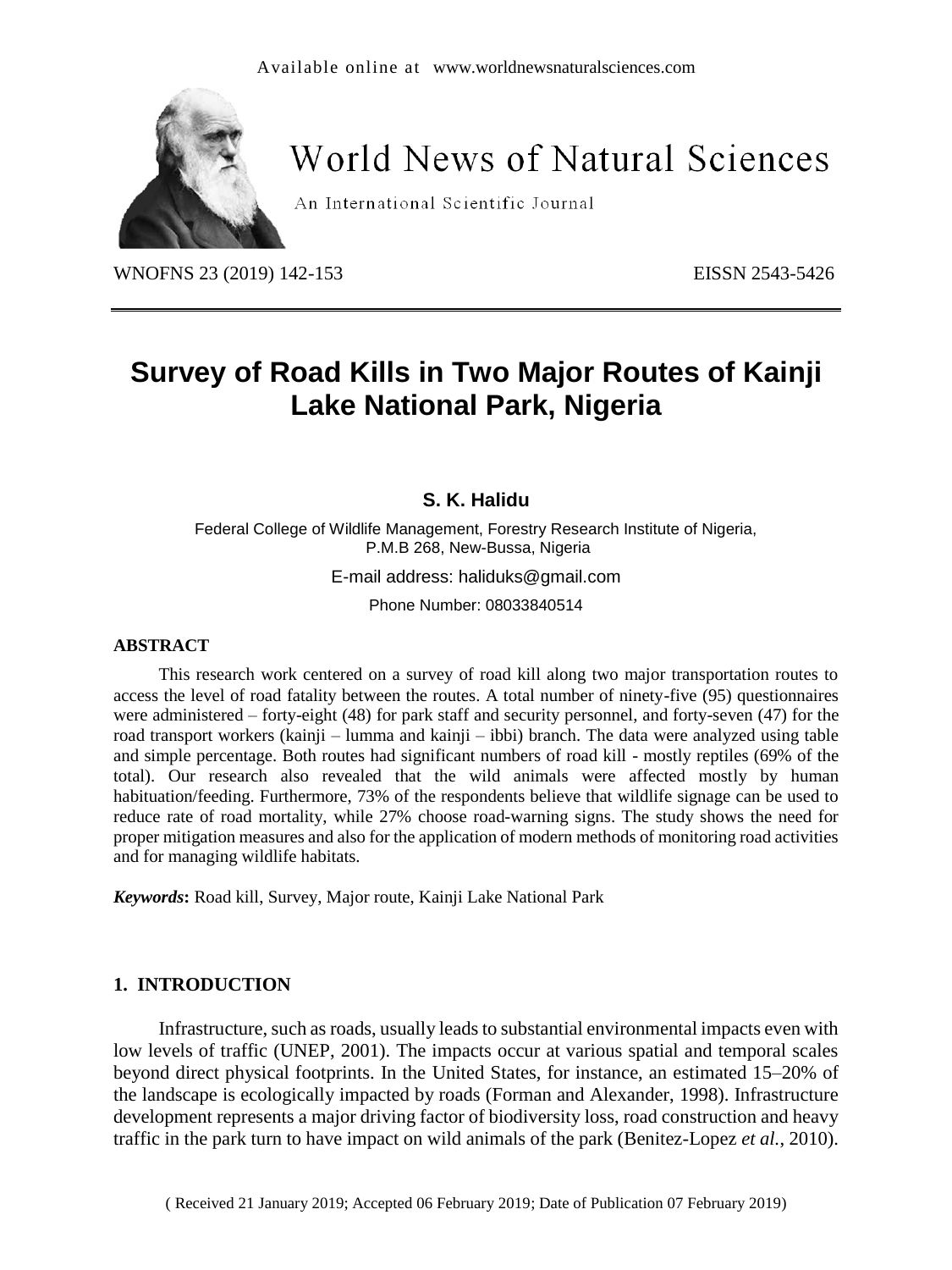# Survey of Road Kills in Two Major Routes of Kainji Lake National Park, Nigeria

**S. K. Halidu**

Federal College of Wildlife Management, Forestry Research Institute of Nigeria, P.M.B 268, New-Bussa, Nigeria

E-mail address: haliduks@gmail.com

Phone Number: 08033840514

### ABSTRACT

This research work centered on a survey of road kill along two major transportation routes to access the level of road fatality between the routes. A total number of ninety-five (95) questionnaires were administered – forty-eight (48) for park staff and security personnel, and forty-seven (47) for the road transport workers (kainji – lumma and kainji – ibbi) branch. The data were analyzed using table and simple percentage. Both routes had significant numbers of road kill - mostly reptiles (69% of the total). Our research also revealed that the wild animals were affected mostly by human habituation/feeding. Furthermore, 73% of the respondents believe that wildlife signage can be used to reduce rate of road mortality, while 27% choose road-warning signs. The study shows the need for proper mitigation measures and also for the application of modern methods of monitoring road activities and for managing wildlife habitats.

***Keywords*:** Road kill, Survey, Major route, Kainji Lake National Park

## 1. INTRODUCTION

Infrastructure, such as roads, usually leads to substantial environmental impacts even with low levels of traffic (UNEP, 2001). The impacts occur at various spatial and temporal scales beyond direct physical footprints. In the United States, for instance, an estimated 15–20% of the landscape is ecologically impacted by roads (Forman and Alexander, 1998). Infrastructure development represents a major driving factor of biodiversity loss, road construction and heavy traffic in the park turn to have impact on wild animals of the park (Benitez-Lopez *et al.*, 2010).

( Received 21 January 2019; Accepted 06 February 2019; Date of Publication 07 February 2019)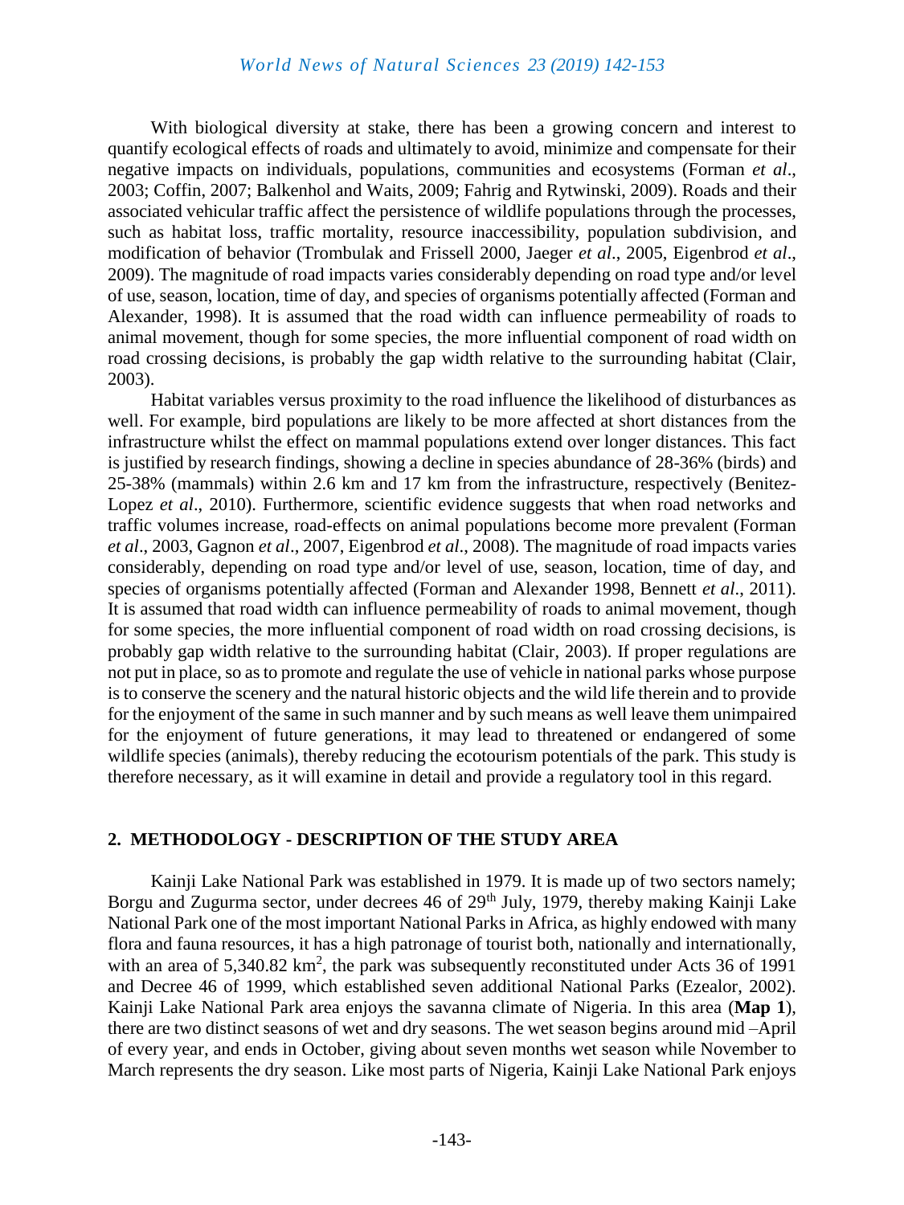With biological diversity at stake, there has been a growing concern and interest to quantify ecological effects of roads and ultimately to avoid, minimize and compensate for their negative impacts on individuals, populations, communities and ecosystems (Forman *et al*., 2003; Coffin, 2007; Balkenhol and Waits, 2009; Fahrig and Rytwinski, 2009). Roads and their associated vehicular traffic affect the persistence of wildlife populations through the processes, such as habitat loss, traffic mortality, resource inaccessibility, population subdivision, and modification of behavior (Trombulak and Frissell 2000, Jaeger *et al*., 2005, Eigenbrod *et al*., 2009). The magnitude of road impacts varies considerably depending on road type and/or level of use, season, location, time of day, and species of organisms potentially affected (Forman and Alexander, 1998). It is assumed that the road width can influence permeability of roads to animal movement, though for some species, the more influential component of road width on road crossing decisions, is probably the gap width relative to the surrounding habitat (Clair, 2003).

Habitat variables versus proximity to the road influence the likelihood of disturbances as well. For example, bird populations are likely to be more affected at short distances from the infrastructure whilst the effect on mammal populations extend over longer distances. This fact is justified by research findings, showing a decline in species abundance of 28-36% (birds) and 25-38% (mammals) within 2.6 km and 17 km from the infrastructure, respectively (Benitez-Lopez *et al*., 2010). Furthermore, scientific evidence suggests that when road networks and traffic volumes increase, road-effects on animal populations become more prevalent (Forman *et al*., 2003, Gagnon *et al*., 2007, Eigenbrod *et al*., 2008). The magnitude of road impacts varies considerably, depending on road type and/or level of use, season, location, time of day, and species of organisms potentially affected (Forman and Alexander 1998, Bennett *et al*., 2011). It is assumed that road width can influence permeability of roads to animal movement, though for some species, the more influential component of road width on road crossing decisions, is probably gap width relative to the surrounding habitat (Clair, 2003). If proper regulations are not put in place, so as to promote and regulate the use of vehicle in national parks whose purpose is to conserve the scenery and the natural historic objects and the wild life therein and to provide for the enjoyment of the same in such manner and by such means as well leave them unimpaired for the enjoyment of future generations, it may lead to threatened or endangered of some wildlife species (animals), thereby reducing the ecotourism potentials of the park. This study is therefore necessary, as it will examine in detail and provide a regulatory tool in this regard.

## 2. METHODOLOGY - DESCRIPTION OF THE STUDY AREA

Kainji Lake National Park was established in 1979. It is made up of two sectors namely; Borgu and Zugurma sector, under decrees 46 of 29th July, 1979, thereby making Kainji Lake National Park one of the most important National Parks in Africa, as highly endowed with many flora and fauna resources, it has a high patronage of tourist both, nationally and internationally, with an area of 5,340.82 km$^2$, the park was subsequently reconstituted under Acts 36 of 1991 and Decree 46 of 1999, which established seven additional National Parks (Ezealor, 2002). Kainji Lake National Park area enjoys the savanna climate of Nigeria. In this area (**Map 1**), there are two distinct seasons of wet and dry seasons. The wet season begins around mid –April of every year, and ends in October, giving about seven months wet season while November to March represents the dry season. Like most parts of Nigeria, Kainji Lake National Park enjoys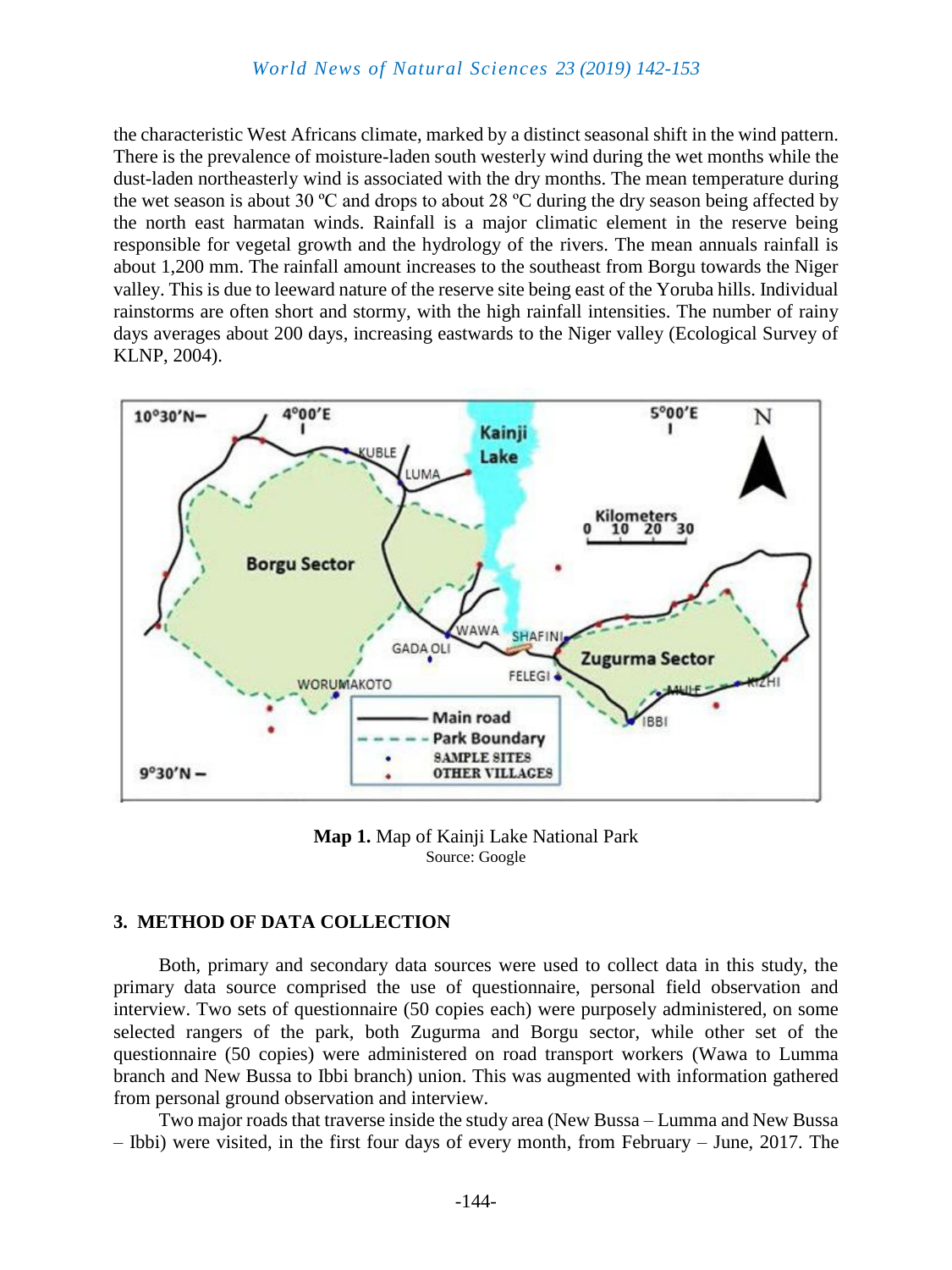the characteristic West Africans climate, marked by a distinct seasonal shift in the wind pattern. There is the prevalence of moisture-laden south westerly wind during the wet months while the dust-laden northeasterly wind is associated with the dry months. The mean temperature during the wet season is about 30 ºC and drops to about 28 ºC during the dry season being affected by the north east harmatan winds. Rainfall is a major climatic element in the reserve being responsible for vegetal growth and the hydrology of the rivers. The mean annuals rainfall is about 1,200 mm. The rainfall amount increases to the southeast from Borgu towards the Niger valley. This is due to leeward nature of the reserve site being east of the Yoruba hills. Individual rainstorms are often short and stormy, with the high rainfall intensities. The number of rainy days averages about 200 days, increasing eastwards to the Niger valley (Ecological Survey of KLNP, 2004).

**Map 1.** Map of Kainji Lake National Park
Source: Google

## 3. METHOD OF DATA COLLECTION

Both, primary and secondary data sources were used to collect data in this study, the primary data source comprised the use of questionnaire, personal field observation and interview. Two sets of questionnaire (50 copies each) were purposely administered, on some selected rangers of the park, both Zugurma and Borgu sector, while other set of the questionnaire (50 copies) were administered on road transport workers (Wawa to Lumma branch and New Bussa to Ibbi branch) union. This was augmented with information gathered from personal ground observation and interview.

Two major roads that traverse inside the study area (New Bussa – Lumma and New Bussa – Ibbi) were visited, in the first four days of every month, from February – June, 2017. The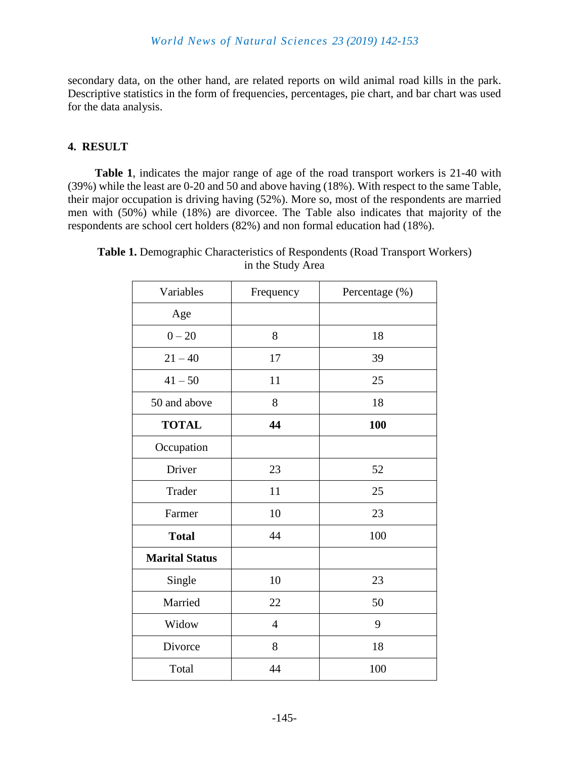secondary data, on the other hand, are related reports on wild animal road kills in the park. Descriptive statistics in the form of frequencies, percentages, pie chart, and bar chart was used for the data analysis.

## 4. RESULT

**Table 1**, indicates the major range of age of the road transport workers is 21-40 with (39%) while the least are 0-20 and 50 and above having (18%). With respect to the same Table, their major occupation is driving having (52%). More so, most of the respondents are married men with (50%) while (18%) are divorcee. The Table also indicates that majority of the respondents are school cert holders (82%) and non formal education had (18%).

**Table 1.** Demographic Characteristics of Respondents (Road Transport Workers) in the Study Area

| Variables | Frequency | Percentage (%) |
|---|---|---|
| Age | | |
| 0 – 20 | 8 | 18 |
| 21 – 40 | 17 | 39 |
| 41 – 50 | 11 | 25 |
| 50 and above | 8 | 18 |
| **TOTAL** | **44** | **100** |
| Occupation | | |
| Driver | 23 | 52 |
| Trader | 11 | 25 |
| Farmer | 10 | 23 |
| **Total** | 44 | 100 |
| **Marital Status** | | |
| Single | 10 | 23 |
| Married | 22 | 50 |
| Widow | 4 | 9 |
| Divorce | 8 | 18 |
| Total | 44 | 100 |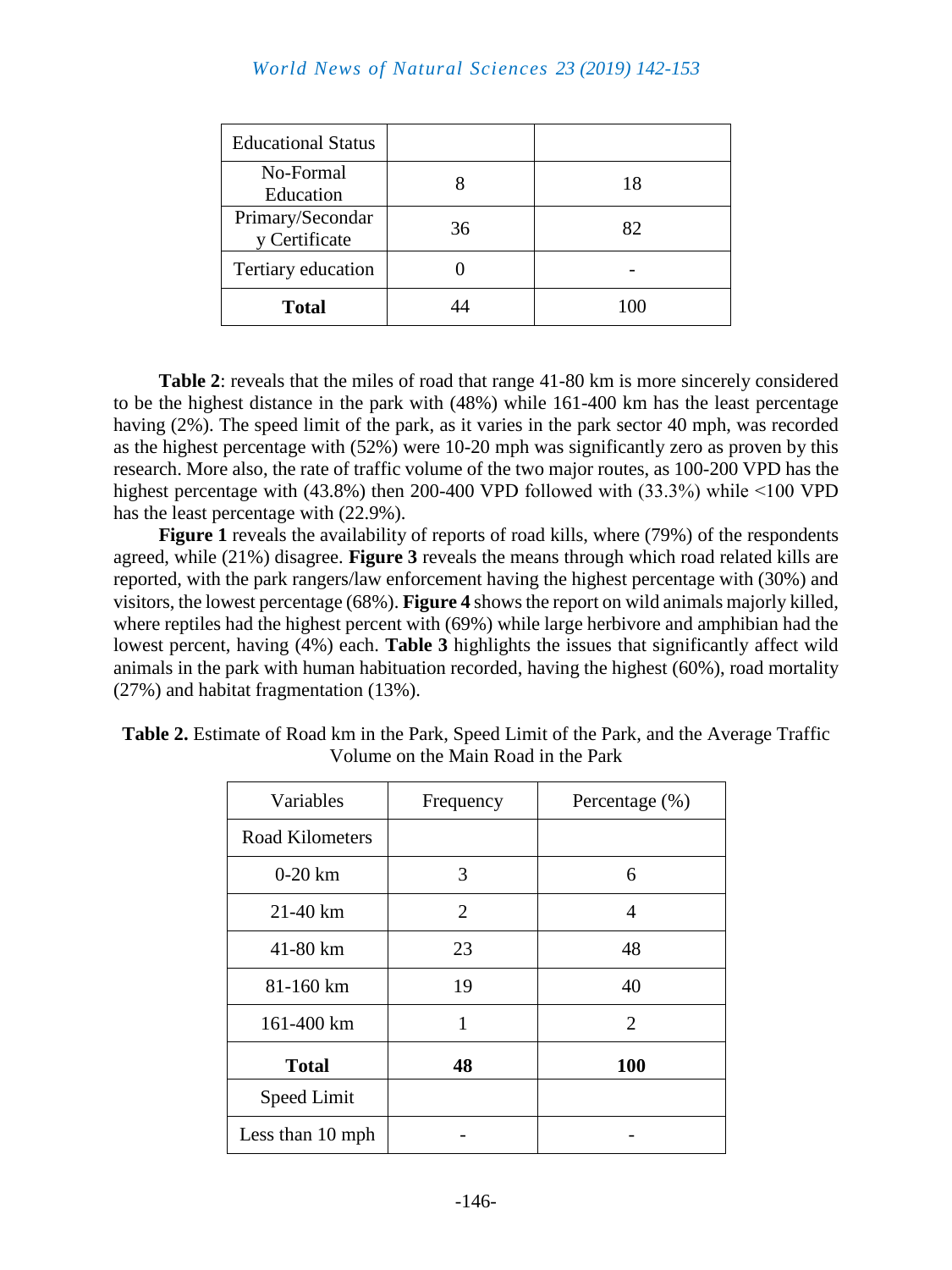| Educational Status | | |
|---|---|---|
| No-Formal Education | 8 | 18 |
| Primary/Secondary Certificate | 36 | 82 |
| Tertiary education | 0 | - |
| **Total** | 44 | 100 |

**Table 2**: reveals that the miles of road that range 41-80 km is more sincerely considered to be the highest distance in the park with (48%) while 161-400 km has the least percentage having (2%). The speed limit of the park, as it varies in the park sector 40 mph, was recorded as the highest percentage with (52%) were 10-20 mph was significantly zero as proven by this research. More also, the rate of traffic volume of the two major routes, as 100-200 VPD has the highest percentage with (43.8%) then 200-400 VPD followed with (33.3%) while <100 VPD has the least percentage with (22.9%).

**Figure 1** reveals the availability of reports of road kills, where (79%) of the respondents agreed, while (21%) disagree. **Figure 3** reveals the means through which road related kills are reported, with the park rangers/law enforcement having the highest percentage with (30%) and visitors, the lowest percentage (68%). **Figure 4** shows the report on wild animals majorly killed, where reptiles had the highest percent with (69%) while large herbivore and amphibian had the lowest percent, having (4%) each. **Table 3** highlights the issues that significantly affect wild animals in the park with human habituation recorded, having the highest (60%), road mortality (27%) and habitat fragmentation (13%).

**Table 2.** Estimate of Road km in the Park, Speed Limit of the Park, and the Average Traffic Volume on the Main Road in the Park

| Variables | Frequency | Percentage (%) |
|---|---|---|
| Road Kilometers | | |
| 0-20 km | 3 | 6 |
| 21-40 km | 2 | 4 |
| 41-80 km | 23 | 48 |
| 81-160 km | 19 | 40 |
| 161-400 km | 1 | 2 |
| **Total** | **48** | **100** |
| Speed Limit | | |
| Less than 10 mph | - | - |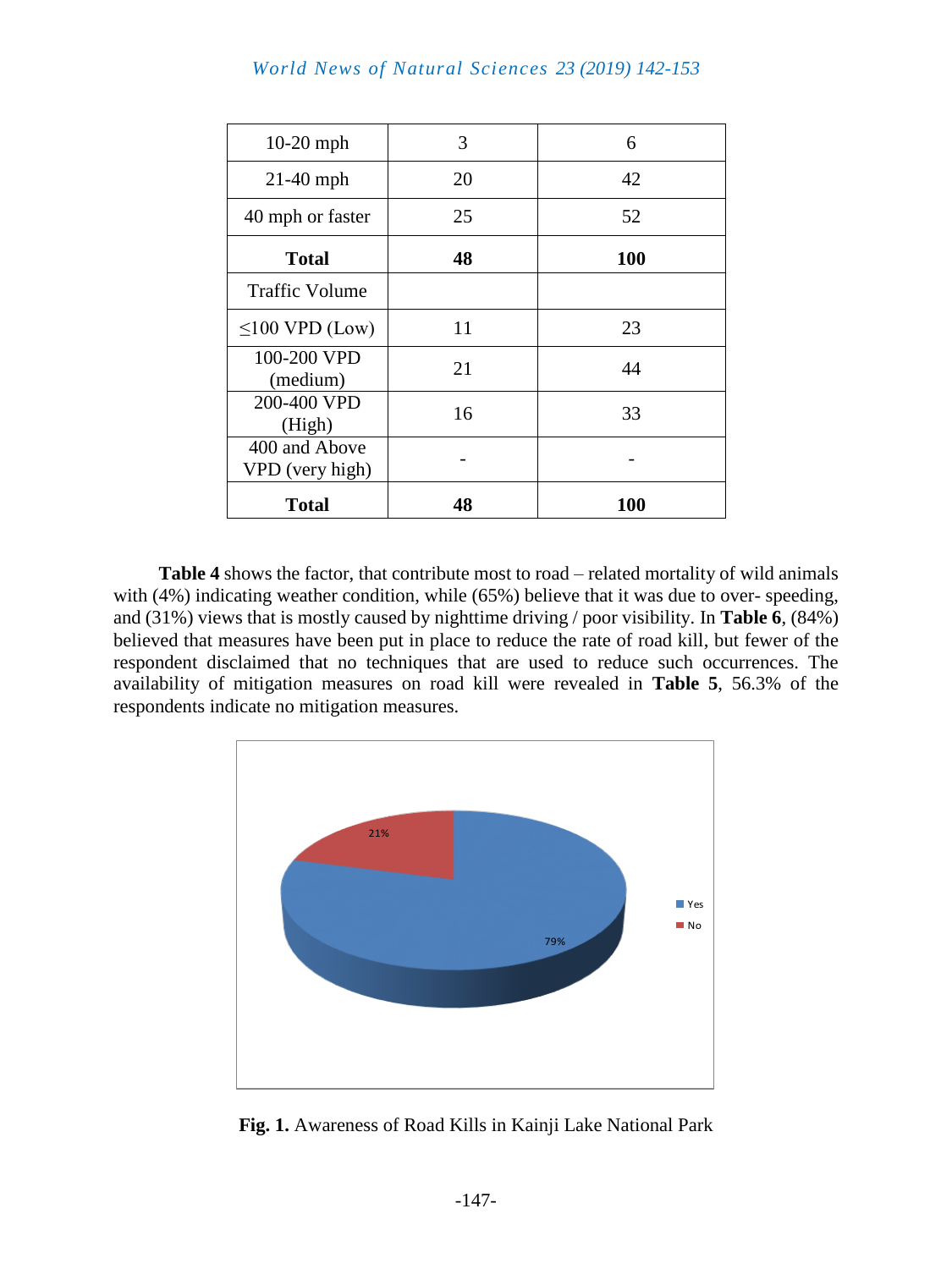| | | |
|---|---|---|
| 10-20 mph | 3 | 6 |
| 21-40 mph | 20 | 42 |
| 40 mph or faster | 25 | 52 |
| **Total** | **48** | **100** |
| Traffic Volume | | |
| ≤100 VPD (Low) | 11 | 23 |
| 100-200 VPD (medium) | 21 | 44 |
| 200-400 VPD (High) | 16 | 33 |
| 400 and Above VPD (very high) | - | - |
| **Total** | **48** | **100** |

**Table 4** shows the factor, that contribute most to road – related mortality of wild animals with (4%) indicating weather condition, while (65%) believe that it was due to over- speeding, and (31%) views that is mostly caused by nighttime driving / poor visibility. In **Table 6**, (84%) believed that measures have been put in place to reduce the rate of road kill, but fewer of the respondent disclaimed that no techniques that are used to reduce such occurrences. The availability of mitigation measures on road kill were revealed in **Table 5**, 56.3% of the respondents indicate no mitigation measures.

**Fig. 1.** Awareness of Road Kills in Kainji Lake National Park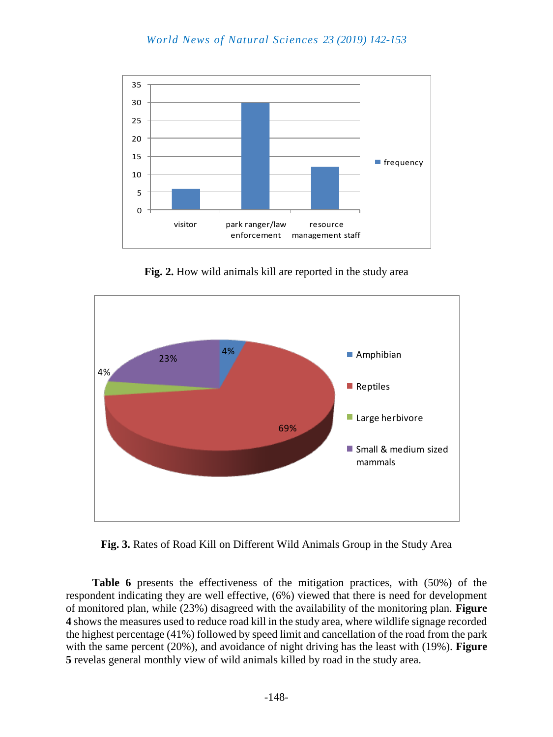**Fig. 2.** How wild animals kill are reported in the study area

**Fig. 3.** Rates of Road Kill on Different Wild Animals Group in the Study Area

**Table 6** presents the effectiveness of the mitigation practices, with (50%) of the respondent indicating they are well effective, (6%) viewed that there is need for development of monitored plan, while (23%) disagreed with the availability of the monitoring plan. **Figure 4** shows the measures used to reduce road kill in the study area, where wildlife signage recorded the highest percentage (41%) followed by speed limit and cancellation of the road from the park with the same percent (20%), and avoidance of night driving has the least with (19%). **Figure 5** revelas general monthly view of wild animals killed by road in the study area.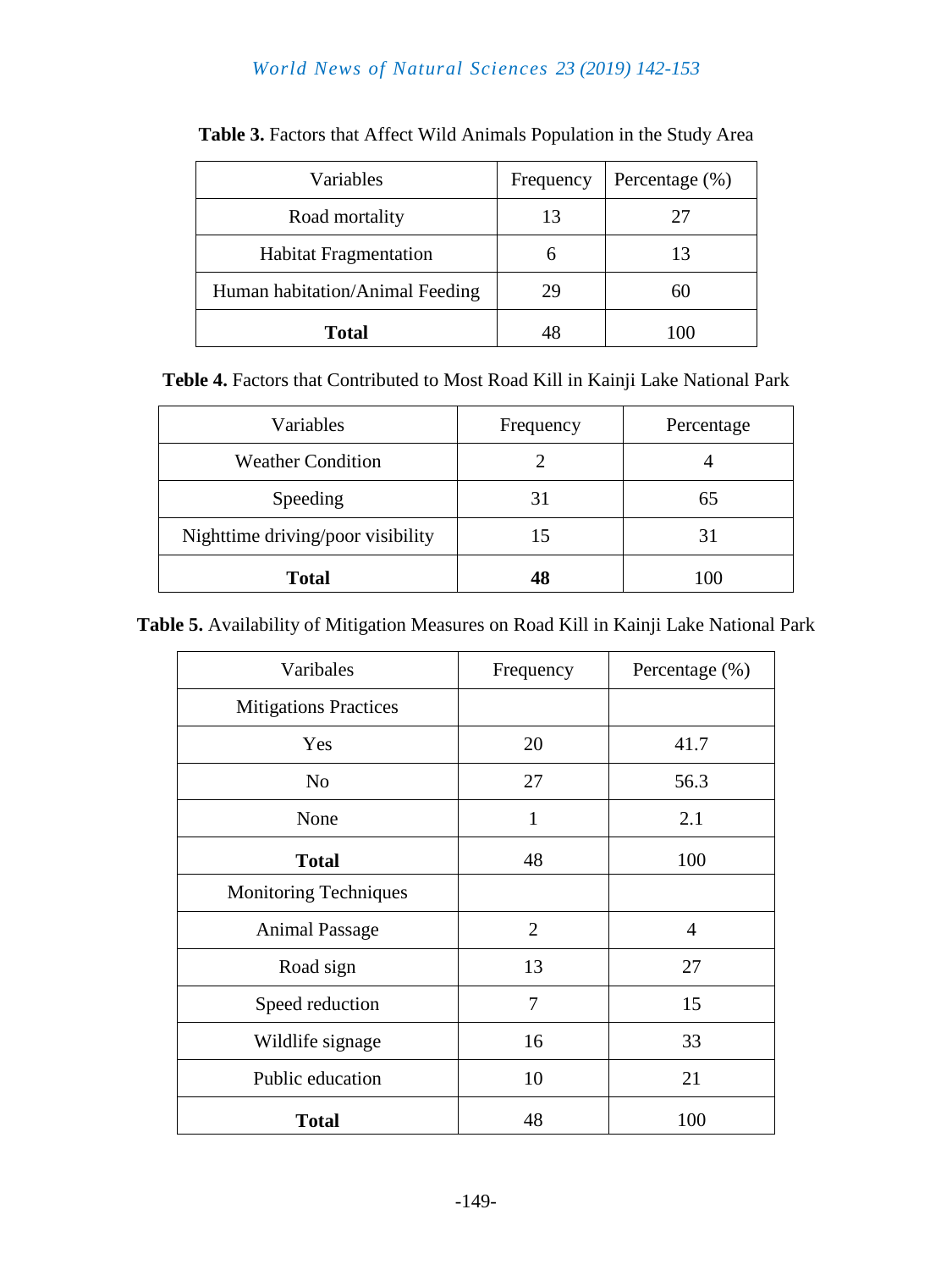**Table 3.** Factors that Affect Wild Animals Population in the Study Area

| Variables | Frequency | Percentage (%) |
|---|---|---|
| Road mortality | 13 | 27 |
| Habitat Fragmentation | 6 | 13 |
| Human habitation/Animal Feeding | 29 | 60 |
| **Total** | 48 | 100 |

**Teble 4.** Factors that Contributed to Most Road Kill in Kainji Lake National Park

| Variables | Frequency | Percentage |
|---|---|---|
| Weather Condition | 2 | 4 |
| Speeding | 31 | 65 |
| Nighttime driving/poor visibility | 15 | 31 |
| **Total** | **48** | 100 |

**Table 5.** Availability of Mitigation Measures on Road Kill in Kainji Lake National Park

| Varibales | Frequency | Percentage (%) |
|---|---|---|
| Mitigations Practices | | |
| Yes | 20 | 41.7 |
| No | 27 | 56.3 |
| None | 1 | 2.1 |
| **Total** | 48 | 100 |
| Monitoring Techniques | | |
| Animal Passage | 2 | 4 |
| Road sign | 13 | 27 |
| Speed reduction | 7 | 15 |
| Wildlife signage | 16 | 33 |
| Public education | 10 | 21 |
| **Total** | 48 | 100 |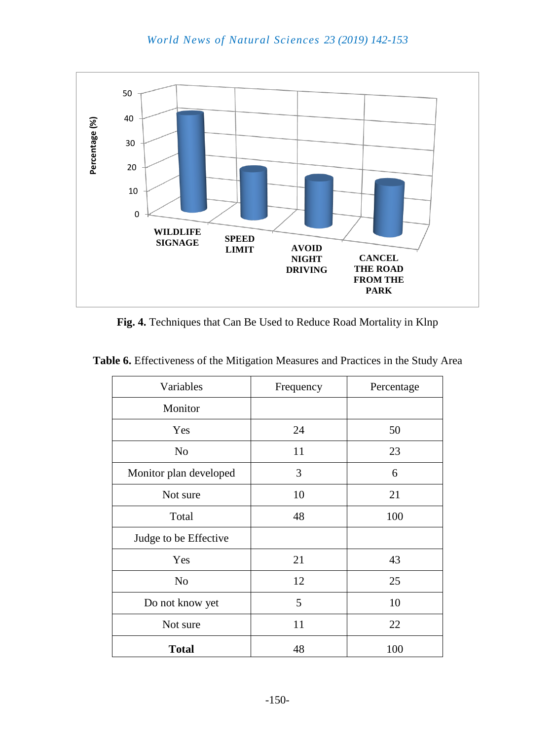**Fig. 4.** Techniques that Can Be Used to Reduce Road Mortality in Klnp

**Table 6.** Effectiveness of the Mitigation Measures and Practices in the Study Area

| Variables | Frequency | Percentage |
|---|---|---|
| Monitor | | |
| Yes | 24 | 50 |
| No | 11 | 23 |
| Monitor plan developed | 3 | 6 |
| Not sure | 10 | 21 |
| Total | 48 | 100 |
| Judge to be Effective | | |
| Yes | 21 | 43 |
| No | 12 | 25 |
| Do not know yet | 5 | 10 |
| Not sure | 11 | 22 |
| **Total** | 48 | 100 |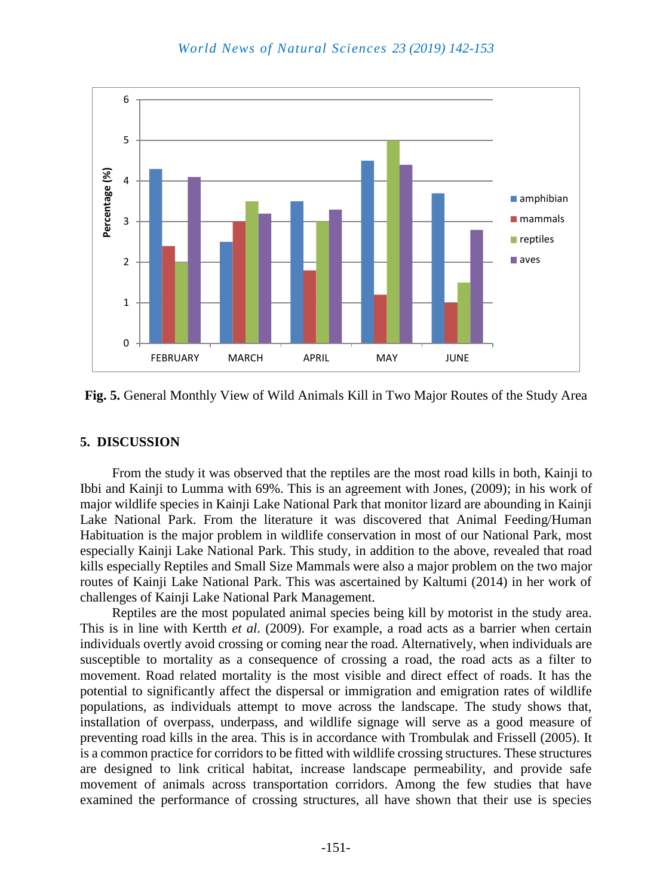**Fig. 5.** General Monthly View of Wild Animals Kill in Two Major Routes of the Study Area

## 5. DISCUSSION

From the study it was observed that the reptiles are the most road kills in both, Kainji to Ibbi and Kainji to Lumma with 69%. This is an agreement with Jones, (2009); in his work of major wildlife species in Kainji Lake National Park that monitor lizard are abounding in Kainji Lake National Park. From the literature it was discovered that Animal Feeding/Human Habituation is the major problem in wildlife conservation in most of our National Park, most especially Kainji Lake National Park. This study, in addition to the above, revealed that road kills especially Reptiles and Small Size Mammals were also a major problem on the two major routes of Kainji Lake National Park. This was ascertained by Kaltumi (2014) in her work of challenges of Kainji Lake National Park Management.

Reptiles are the most populated animal species being kill by motorist in the study area. This is in line with Kertth *et al*. (2009). For example, a road acts as a barrier when certain individuals overtly avoid crossing or coming near the road. Alternatively, when individuals are susceptible to mortality as a consequence of crossing a road, the road acts as a filter to movement. Road related mortality is the most visible and direct effect of roads. It has the potential to significantly affect the dispersal or immigration and emigration rates of wildlife populations, as individuals attempt to move across the landscape. The study shows that, installation of overpass, underpass, and wildlife signage will serve as a good measure of preventing road kills in the area. This is in accordance with Trombulak and Frissell (2005). It is a common practice for corridors to be fitted with wildlife crossing structures. These structures are designed to link critical habitat, increase landscape permeability, and provide safe movement of animals across transportation corridors. Among the few studies that have examined the performance of crossing structures, all have shown that their use is species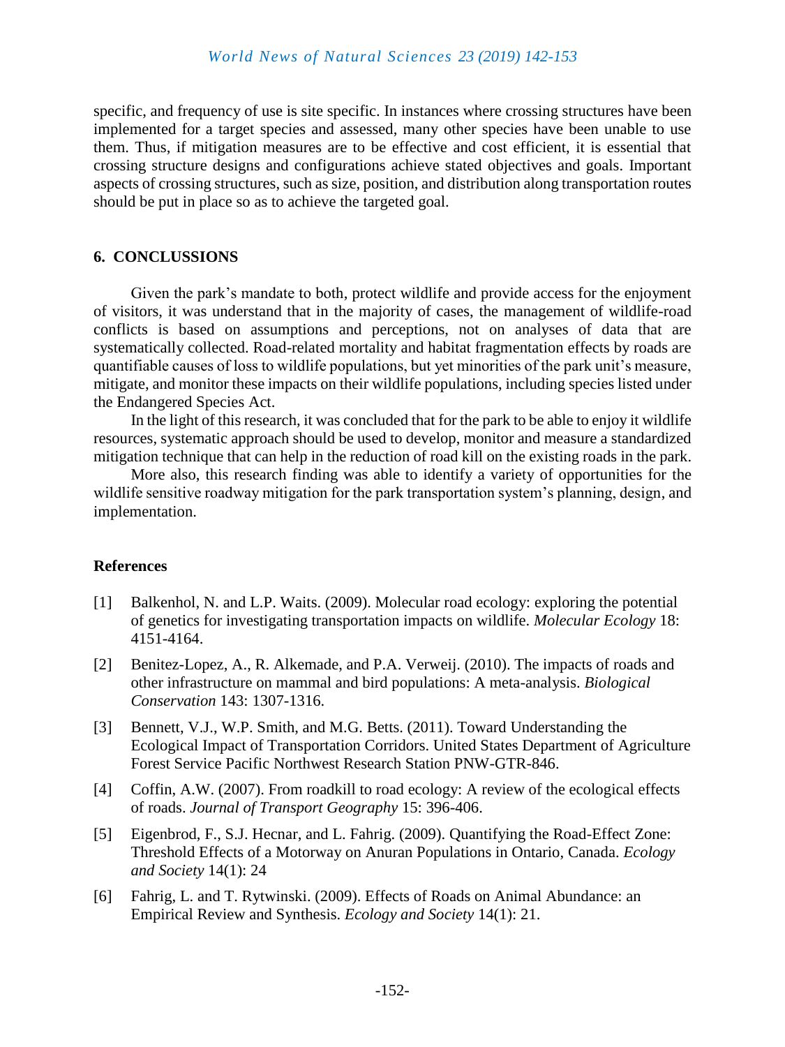specific, and frequency of use is site specific. In instances where crossing structures have been implemented for a target species and assessed, many other species have been unable to use them. Thus, if mitigation measures are to be effective and cost efficient, it is essential that crossing structure designs and configurations achieve stated objectives and goals. Important aspects of crossing structures, such as size, position, and distribution along transportation routes should be put in place so as to achieve the targeted goal.

## 6. CONCLUSSIONS

Given the park's mandate to both, protect wildlife and provide access for the enjoyment of visitors, it was understand that in the majority of cases, the management of wildlife-road conflicts is based on assumptions and perceptions, not on analyses of data that are systematically collected. Road-related mortality and habitat fragmentation effects by roads are quantifiable causes of loss to wildlife populations, but yet minorities of the park unit's measure, mitigate, and monitor these impacts on their wildlife populations, including species listed under the Endangered Species Act.

In the light of this research, it was concluded that for the park to be able to enjoy it wildlife resources, systematic approach should be used to develop, monitor and measure a standardized mitigation technique that can help in the reduction of road kill on the existing roads in the park.

More also, this research finding was able to identify a variety of opportunities for the wildlife sensitive roadway mitigation for the park transportation system's planning, design, and implementation.

## References

[1] Balkenhol, N. and L.P. Waits. (2009). Molecular road ecology: exploring the potential of genetics for investigating transportation impacts on wildlife. *Molecular Ecology* 18: 4151-4164.

[2] Benitez-Lopez, A., R. Alkemade, and P.A. Verweij. (2010). The impacts of roads and other infrastructure on mammal and bird populations: A meta-analysis. *Biological Conservation* 143: 1307-1316.

[3] Bennett, V.J., W.P. Smith, and M.G. Betts. (2011). Toward Understanding the Ecological Impact of Transportation Corridors. United States Department of Agriculture Forest Service Pacific Northwest Research Station PNW-GTR-846.

[4] Coffin, A.W. (2007). From roadkill to road ecology: A review of the ecological effects of roads. *Journal of Transport Geography* 15: 396-406.

[5] Eigenbrod, F., S.J. Hecnar, and L. Fahrig. (2009). Quantifying the Road-Effect Zone: Threshold Effects of a Motorway on Anuran Populations in Ontario, Canada. *Ecology and Society* 14(1): 24

[6] Fahrig, L. and T. Rytwinski. (2009). Effects of Roads on Animal Abundance: an Empirical Review and Synthesis. *Ecology and Society* 14(1): 21.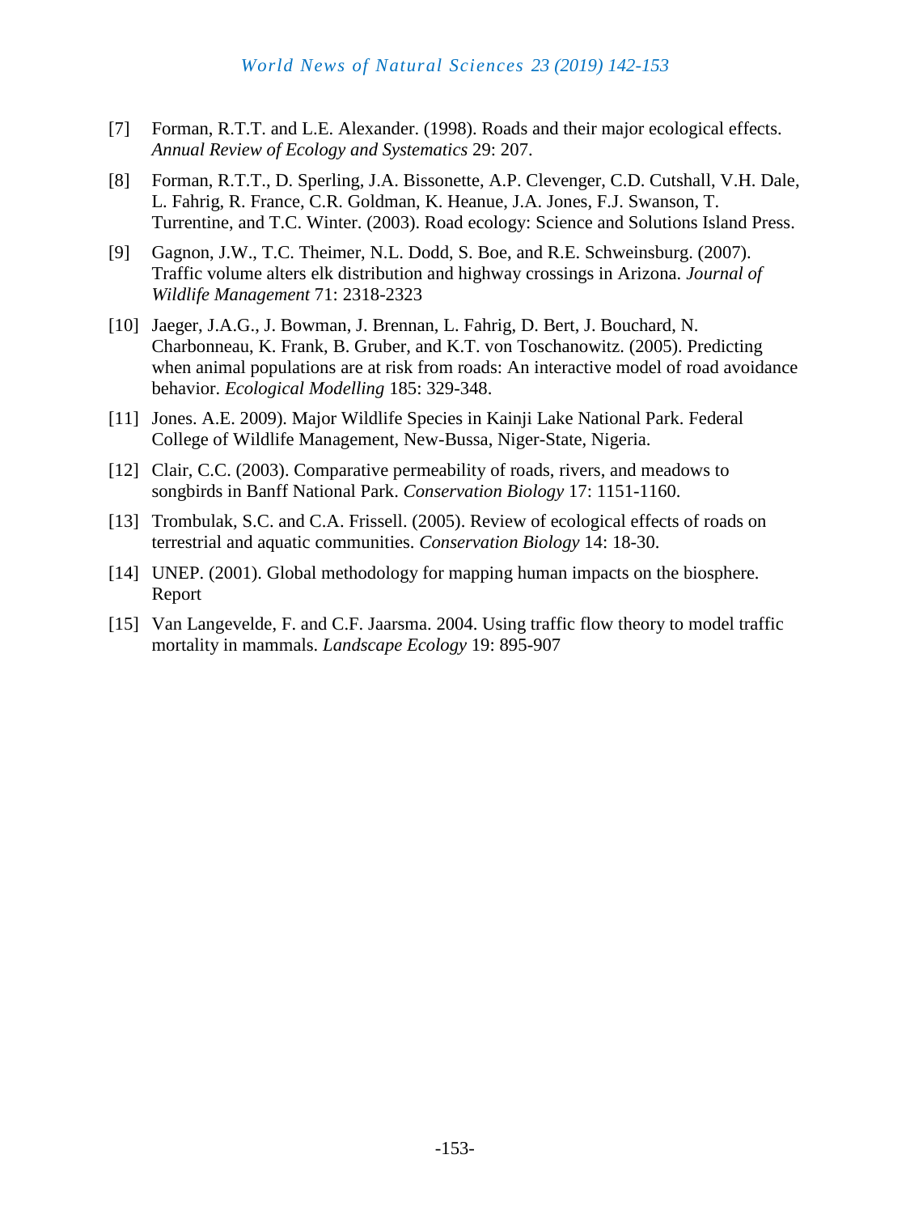[7] Forman, R.T.T. and L.E. Alexander. (1998). Roads and their major ecological effects. *Annual Review of Ecology and Systematics* 29: 207.

[8] Forman, R.T.T., D. Sperling, J.A. Bissonette, A.P. Clevenger, C.D. Cutshall, V.H. Dale, L. Fahrig, R. France, C.R. Goldman, K. Heanue, J.A. Jones, F.J. Swanson, T. Turrentine, and T.C. Winter. (2003). Road ecology: Science and Solutions Island Press.

[9] Gagnon, J.W., T.C. Theimer, N.L. Dodd, S. Boe, and R.E. Schweinsburg. (2007). Traffic volume alters elk distribution and highway crossings in Arizona. *Journal of Wildlife Management* 71: 2318-2323

[10] Jaeger, J.A.G., J. Bowman, J. Brennan, L. Fahrig, D. Bert, J. Bouchard, N. Charbonneau, K. Frank, B. Gruber, and K.T. von Toschanowitz. (2005). Predicting when animal populations are at risk from roads: An interactive model of road avoidance behavior. *Ecological Modelling* 185: 329-348.

[11] Jones. A.E. 2009). Major Wildlife Species in Kainji Lake National Park. Federal College of Wildlife Management, New-Bussa, Niger-State, Nigeria.

[12] Clair, C.C. (2003). Comparative permeability of roads, rivers, and meadows to songbirds in Banff National Park. *Conservation Biology* 17: 1151-1160.

[13] Trombulak, S.C. and C.A. Frissell. (2005). Review of ecological effects of roads on terrestrial and aquatic communities. *Conservation Biology* 14: 18-30.

[14] UNEP. (2001). Global methodology for mapping human impacts on the biosphere. Report

[15] Van Langevelde, F. and C.F. Jaarsma. 2004. Using traffic flow theory to model traffic mortality in mammals. *Landscape Ecology* 19: 895-907